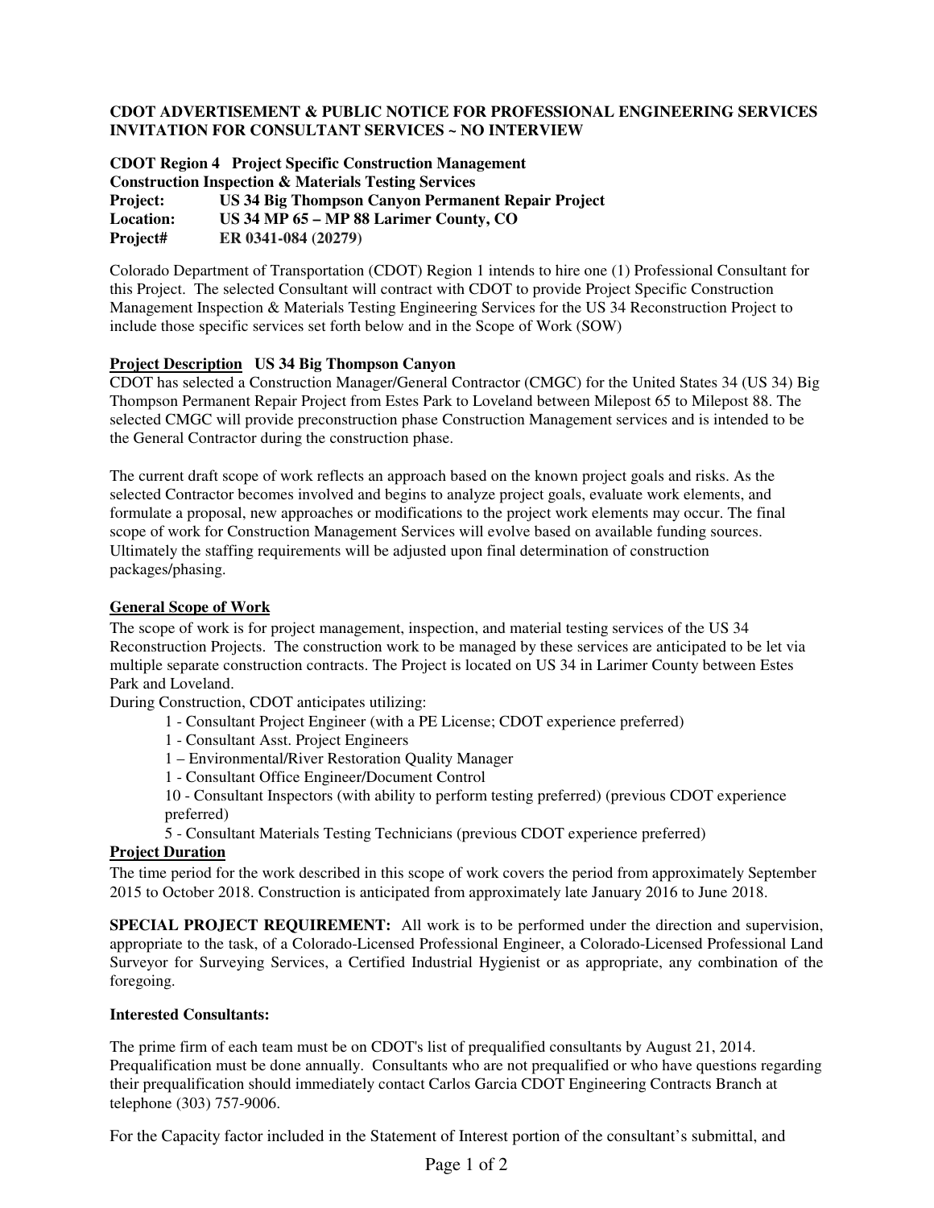**CDOT ADVERTISEMENT & PUBLIC NOTICE FOR PROFESSIONAL ENGINEERING SERVICES INVITATION FOR CONSULTANT SERVICES ~ NO INTERVIEW**

**CDOT Region 4 Project Specific Construction Management**
**Construction Inspection & Materials Testing Services**
**Project: US 34 Big Thompson Canyon Permanent Repair Project**
**Location: US 34 MP 65 – MP 88 Larimer County, CO**
**Project# ER 0341-084 (20279)**

Colorado Department of Transportation (CDOT) Region 1 intends to hire one (1) Professional Consultant for this Project. The selected Consultant will contract with CDOT to provide Project Specific Construction Management Inspection & Materials Testing Engineering Services for the US 34 Reconstruction Project to include those specific services set forth below and in the Scope of Work (SOW)

**Project Description US 34 Big Thompson Canyon**

CDOT has selected a Construction Manager/General Contractor (CMGC) for the United States 34 (US 34) Big Thompson Permanent Repair Project from Estes Park to Loveland between Milepost 65 to Milepost 88. The selected CMGC will provide preconstruction phase Construction Management services and is intended to be the General Contractor during the construction phase.

The current draft scope of work reflects an approach based on the known project goals and risks. As the selected Contractor becomes involved and begins to analyze project goals, evaluate work elements, and formulate a proposal, new approaches or modifications to the project work elements may occur. The final scope of work for Construction Management Services will evolve based on available funding sources. Ultimately the staffing requirements will be adjusted upon final determination of construction packages/phasing.

**General Scope of Work**

The scope of work is for project management, inspection, and material testing services of the US 34 Reconstruction Projects. The construction work to be managed by these services are anticipated to be let via multiple separate construction contracts. The Project is located on US 34 in Larimer County between Estes Park and Loveland.

During Construction, CDOT anticipates utilizing:

- 1 - Consultant Project Engineer (with a PE License; CDOT experience preferred)
- 1 - Consultant Asst. Project Engineers
- 1 – Environmental/River Restoration Quality Manager
- 1 - Consultant Office Engineer/Document Control
- 10 - Consultant Inspectors (with ability to perform testing preferred) (previous CDOT experience preferred)
- 5 - Consultant Materials Testing Technicians (previous CDOT experience preferred)

**Project Duration**

The time period for the work described in this scope of work covers the period from approximately September 2015 to October 2018. Construction is anticipated from approximately late January 2016 to June 2018.

**SPECIAL PROJECT REQUIREMENT:** All work is to be performed under the direction and supervision, appropriate to the task, of a Colorado-Licensed Professional Engineer, a Colorado-Licensed Professional Land Surveyor for Surveying Services, a Certified Industrial Hygienist or as appropriate, any combination of the foregoing.

**Interested Consultants:**

The prime firm of each team must be on CDOT's list of prequalified consultants by August 21, 2014. Prequalification must be done annually. Consultants who are not prequalified or who have questions regarding their prequalification should immediately contact Carlos Garcia CDOT Engineering Contracts Branch at telephone (303) 757-9006.

For the Capacity factor included in the Statement of Interest portion of the consultant's submittal, and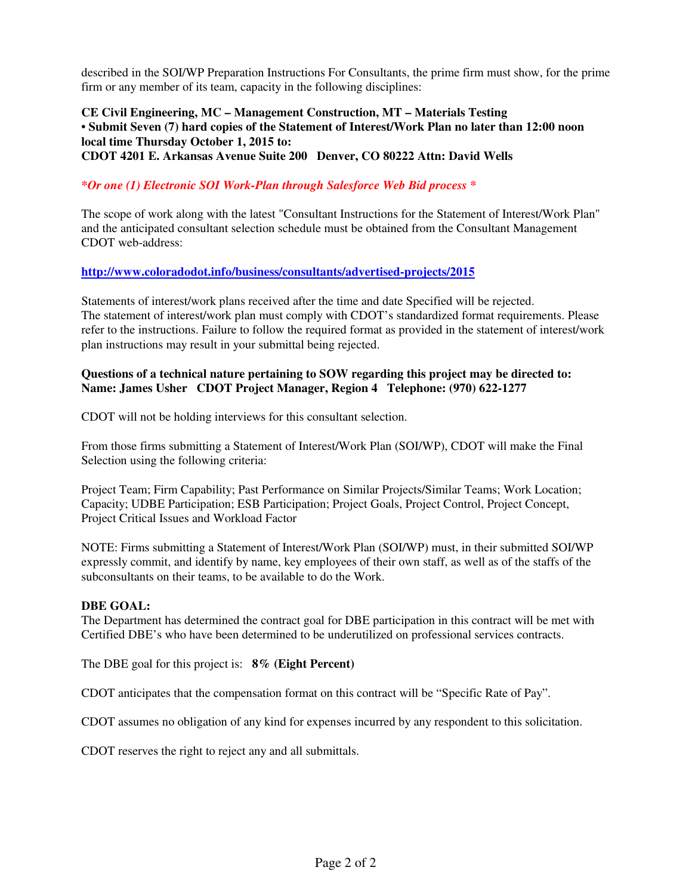described in the SOI/WP Preparation Instructions For Consultants, the prime firm must show, for the prime firm or any member of its team, capacity in the following disciplines:

**CE Civil Engineering, MC – Management Construction, MT – Materials Testing**
**• Submit Seven (7) hard copies of the Statement of Interest/Work Plan no later than 12:00 noon local time Thursday October 1, 2015 to:**
**CDOT 4201 E. Arkansas Avenue Suite 200 Denver, CO 80222 Attn: David Wells**

***Or one (1) Electronic SOI Work-Plan through Salesforce Web Bid process ***

The scope of work along with the latest "Consultant Instructions for the Statement of Interest/Work Plan" and the anticipated consultant selection schedule must be obtained from the Consultant Management CDOT web-address:

**http://www.coloradodot.info/business/consultants/advertised-projects/2015**

Statements of interest/work plans received after the time and date Specified will be rejected.
The statement of interest/work plan must comply with CDOT's standardized format requirements. Please refer to the instructions. Failure to follow the required format as provided in the statement of interest/work plan instructions may result in your submittal being rejected.

**Questions of a technical nature pertaining to SOW regarding this project may be directed to:**
**Name: James Usher CDOT Project Manager, Region 4 Telephone: (970) 622-1277**

CDOT will not be holding interviews for this consultant selection.

From those firms submitting a Statement of Interest/Work Plan (SOI/WP), CDOT will make the Final Selection using the following criteria:

Project Team; Firm Capability; Past Performance on Similar Projects/Similar Teams; Work Location; Capacity; UDBE Participation; ESB Participation; Project Goals, Project Control, Project Concept, Project Critical Issues and Workload Factor

NOTE: Firms submitting a Statement of Interest/Work Plan (SOI/WP) must, in their submitted SOI/WP expressly commit, and identify by name, key employees of their own staff, as well as of the staffs of the subconsultants on their teams, to be available to do the Work.

**DBE GOAL:**
The Department has determined the contract goal for DBE participation in this contract will be met with Certified DBE's who have been determined to be underutilized on professional services contracts.

The DBE goal for this project is: **8% (Eight Percent)**

CDOT anticipates that the compensation format on this contract will be "Specific Rate of Pay".

CDOT assumes no obligation of any kind for expenses incurred by any respondent to this solicitation.

CDOT reserves the right to reject any and all submittals.